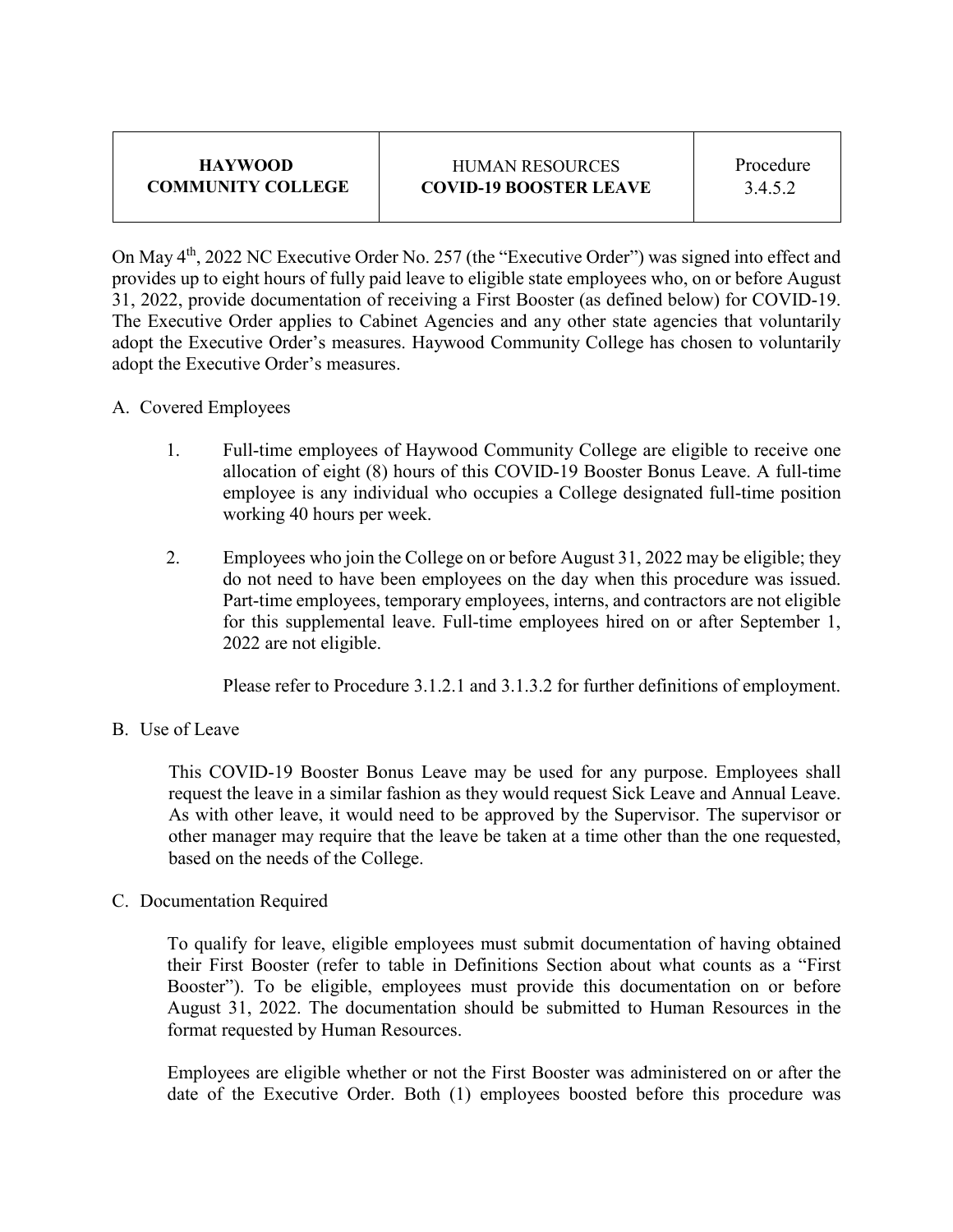| HAYWOOD COMMUNITY COLLEGE | HUMAN RESOURCES **COVID-19 BOOSTER LEAVE** | Procedure 3.4.5.2 |
|---|---|---|

On May 4th, 2022 NC Executive Order No. 257 (the "Executive Order") was signed into effect and provides up to eight hours of fully paid leave to eligible state employees who, on or before August 31, 2022, provide documentation of receiving a First Booster (as defined below) for COVID-19. The Executive Order applies to Cabinet Agencies and any other state agencies that voluntarily adopt the Executive Order's measures. Haywood Community College has chosen to voluntarily adopt the Executive Order's measures.

A. Covered Employees

1. Full-time employees of Haywood Community College are eligible to receive one allocation of eight (8) hours of this COVID-19 Booster Bonus Leave. A full-time employee is any individual who occupies a College designated full-time position working 40 hours per week.

2. Employees who join the College on or before August 31, 2022 may be eligible; they do not need to have been employees on the day when this procedure was issued. Part-time employees, temporary employees, interns, and contractors are not eligible for this supplemental leave. Full-time employees hired on or after September 1, 2022 are not eligible.

   Please refer to Procedure 3.1.2.1 and 3.1.3.2 for further definitions of employment.

B. Use of Leave

This COVID-19 Booster Bonus Leave may be used for any purpose. Employees shall request the leave in a similar fashion as they would request Sick Leave and Annual Leave. As with other leave, it would need to be approved by the Supervisor. The supervisor or other manager may require that the leave be taken at a time other than the one requested, based on the needs of the College.

C. Documentation Required

To qualify for leave, eligible employees must submit documentation of having obtained their First Booster (refer to table in Definitions Section about what counts as a "First Booster"). To be eligible, employees must provide this documentation on or before August 31, 2022. The documentation should be submitted to Human Resources in the format requested by Human Resources.

Employees are eligible whether or not the First Booster was administered on or after the date of the Executive Order. Both (1) employees boosted before this procedure was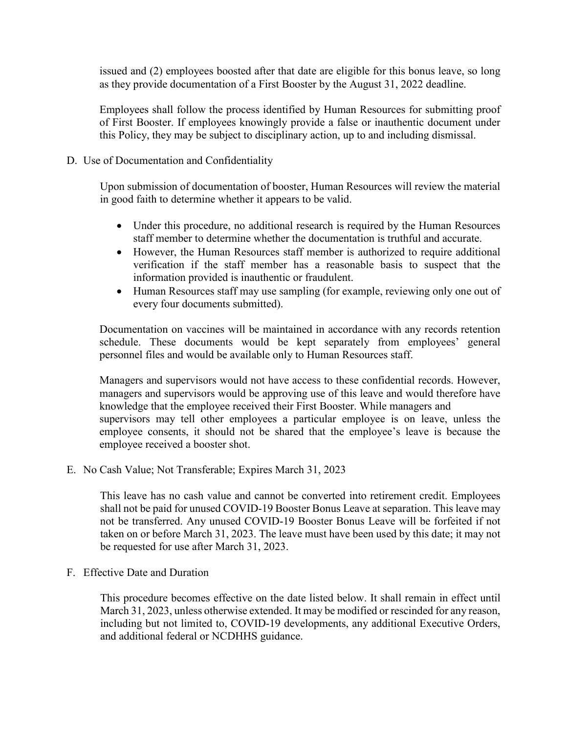issued and (2) employees boosted after that date are eligible for this bonus leave, so long as they provide documentation of a First Booster by the August 31, 2022 deadline.

Employees shall follow the process identified by Human Resources for submitting proof of First Booster. If employees knowingly provide a false or inauthentic document under this Policy, they may be subject to disciplinary action, up to and including dismissal.

D. Use of Documentation and Confidentiality

Upon submission of documentation of booster, Human Resources will review the material in good faith to determine whether it appears to be valid.

- Under this procedure, no additional research is required by the Human Resources staff member to determine whether the documentation is truthful and accurate.
- However, the Human Resources staff member is authorized to require additional verification if the staff member has a reasonable basis to suspect that the information provided is inauthentic or fraudulent.
- Human Resources staff may use sampling (for example, reviewing only one out of every four documents submitted).

Documentation on vaccines will be maintained in accordance with any records retention schedule. These documents would be kept separately from employees' general personnel files and would be available only to Human Resources staff.

Managers and supervisors would not have access to these confidential records. However, managers and supervisors would be approving use of this leave and would therefore have knowledge that the employee received their First Booster. While managers and supervisors may tell other employees a particular employee is on leave, unless the employee consents, it should not be shared that the employee's leave is because the employee received a booster shot.

E. No Cash Value; Not Transferable; Expires March 31, 2023

This leave has no cash value and cannot be converted into retirement credit. Employees shall not be paid for unused COVID-19 Booster Bonus Leave at separation. This leave may not be transferred. Any unused COVID-19 Booster Bonus Leave will be forfeited if not taken on or before March 31, 2023. The leave must have been used by this date; it may not be requested for use after March 31, 2023.

F. Effective Date and Duration

This procedure becomes effective on the date listed below. It shall remain in effect until March 31, 2023, unless otherwise extended. It may be modified or rescinded for any reason, including but not limited to, COVID-19 developments, any additional Executive Orders, and additional federal or NCDHHS guidance.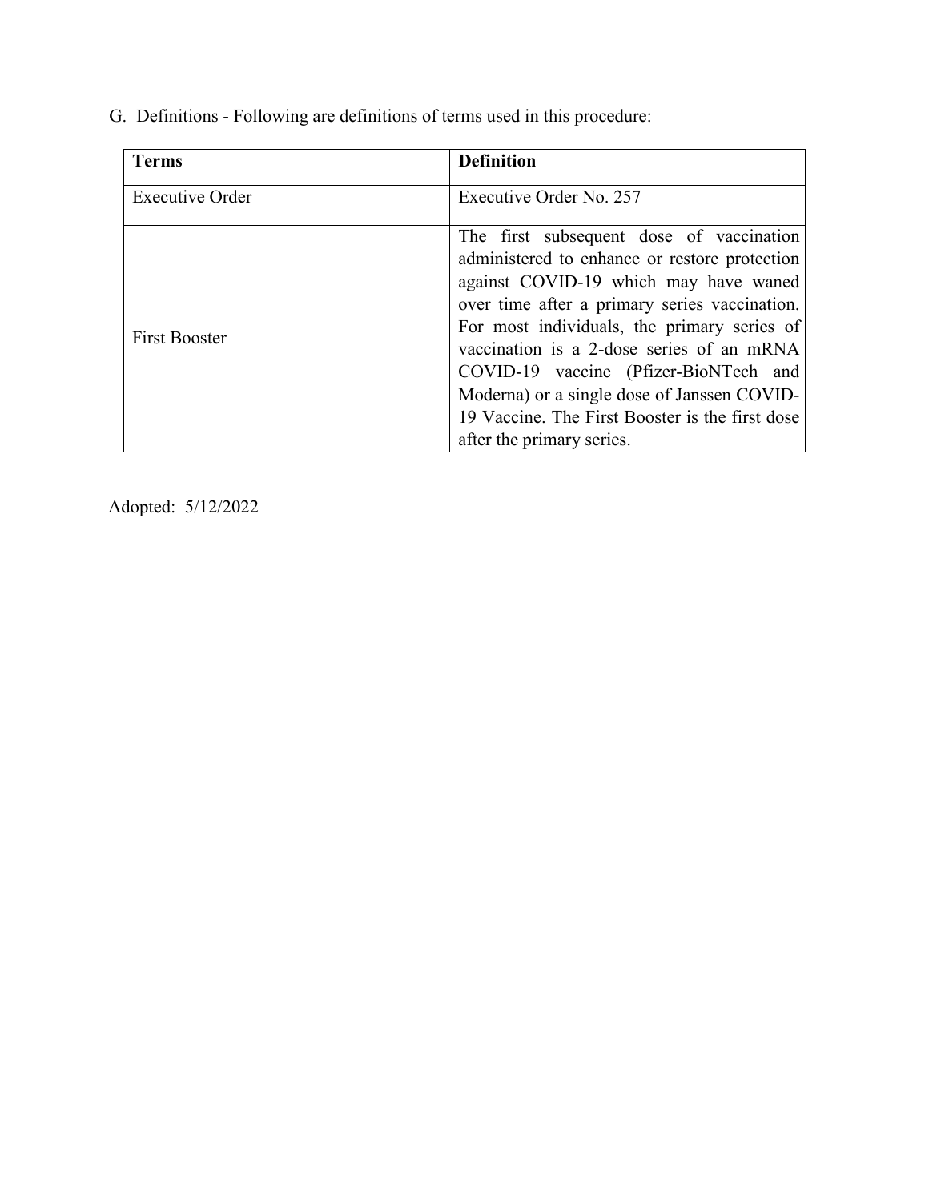G. Definitions - Following are definitions of terms used in this procedure:

| **Terms** | **Definition** |
| --- | --- |
| Executive Order | Executive Order No. 257 |
| First Booster | The first subsequent dose of vaccination administered to enhance or restore protection against COVID-19 which may have waned over time after a primary series vaccination. For most individuals, the primary series of vaccination is a 2-dose series of an mRNA COVID-19 vaccine (Pfizer-BioNTech and Moderna) or a single dose of Janssen COVID-19 Vaccine. The First Booster is the first dose after the primary series. |

Adopted: 5/12/2022